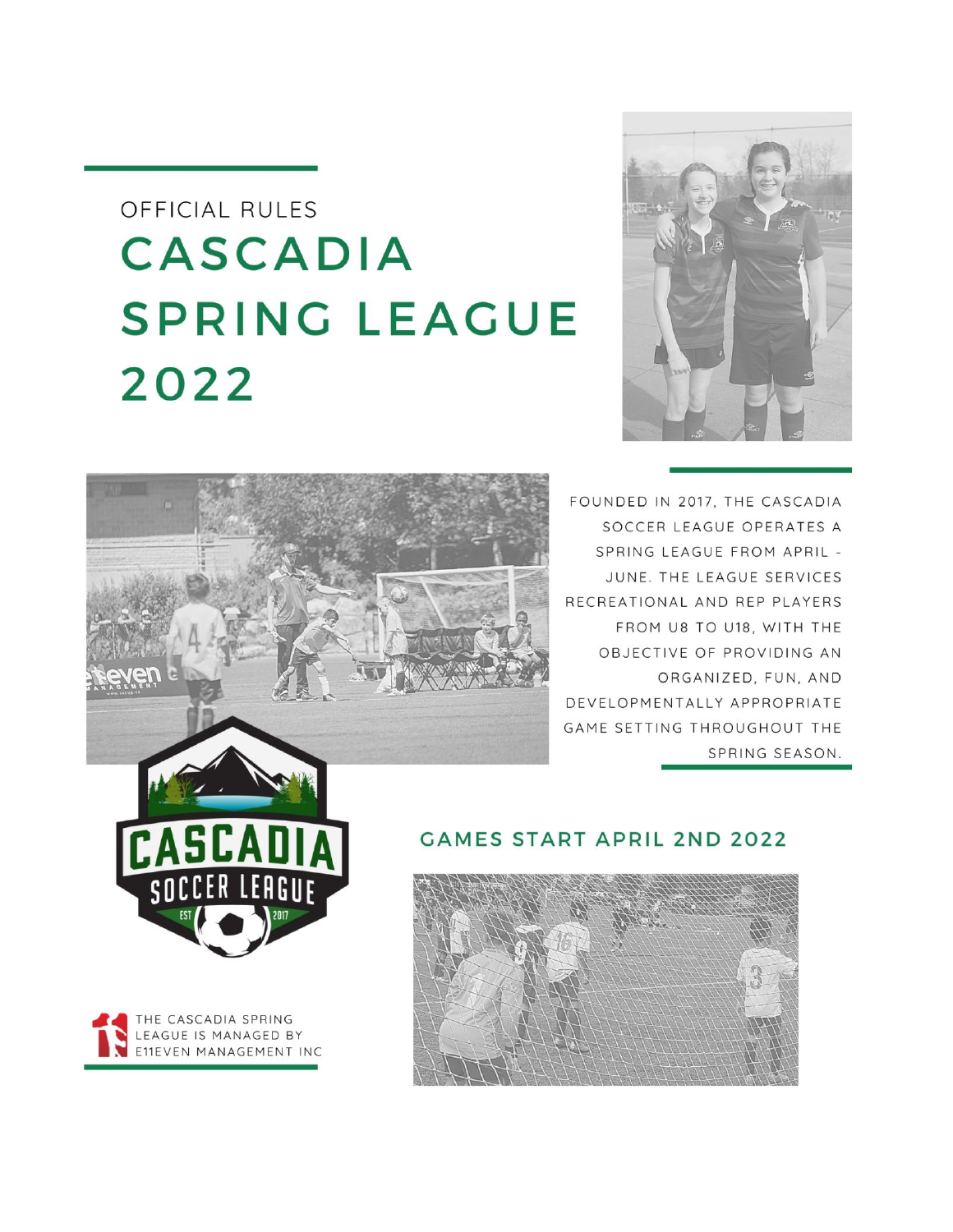OFFICIAL RULES

# CASCADIA SPRING LEAGUE 2022

FOUNDED IN 2017, THE CASCADIA SOCCER LEAGUE OPERATES A SPRING LEAGUE FROM APRIL - JUNE. THE LEAGUE SERVICES RECREATIONAL AND REP PLAYERS FROM U8 TO U18, WITH THE OBJECTIVE OF PROVIDING AN ORGANIZED, FUN, AND DEVELOPMENTALLY APPROPRIATE GAME SETTING THROUGHOUT THE SPRING SEASON.

## GAMES START APRIL 2ND 2022

THE CASCADIA SPRING LEAGUE IS MANAGED BY E11EVEN MANAGEMENT INC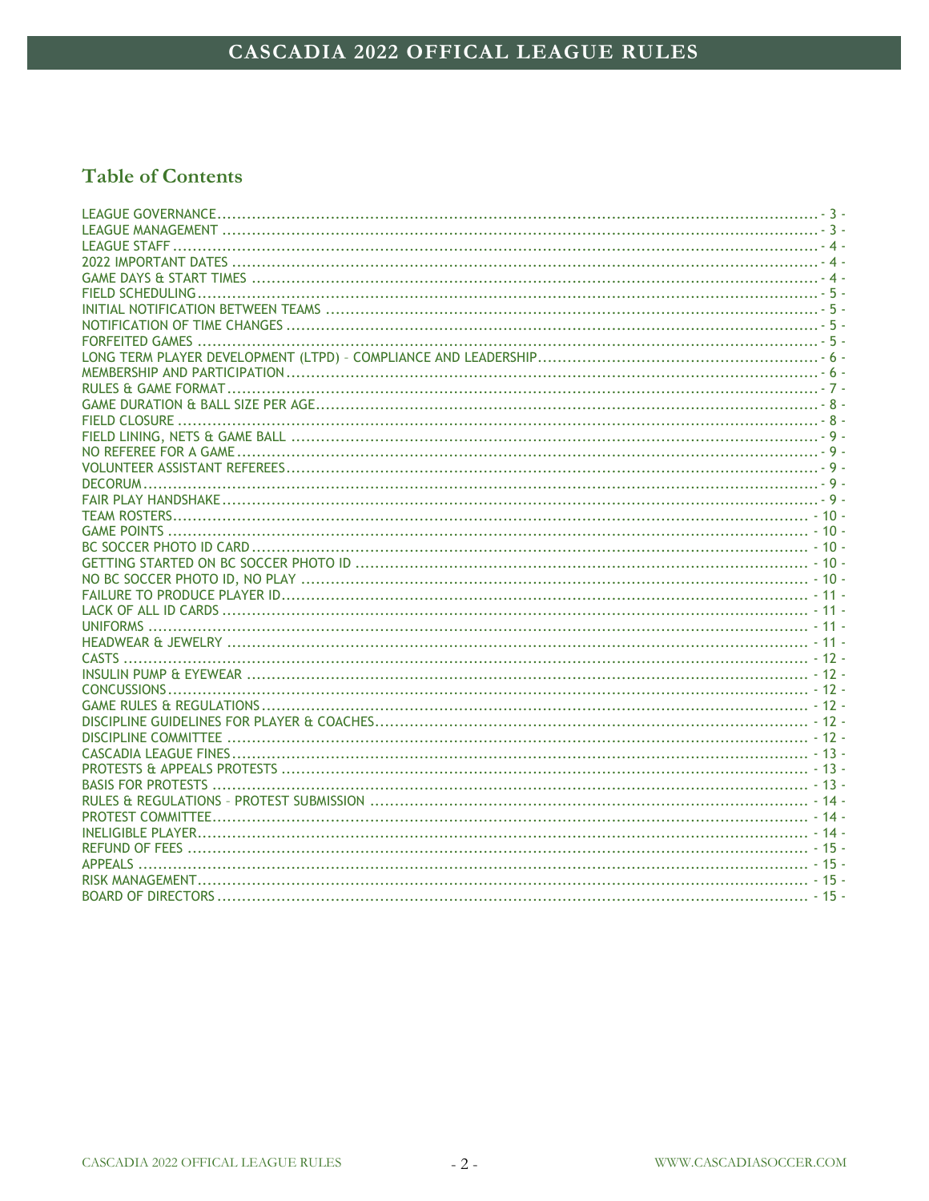## Table of Contents

LEAGUE GOVERNANCE ........ - 3 -
LEAGUE MANAGEMENT ........ - 3 -
LEAGUE STAFF ........ - 4 -
2022 IMPORTANT DATES ........ - 4 -
GAME DAYS & START TIMES ........ - 4 -
FIELD SCHEDULING ........ - 5 -
INITIAL NOTIFICATION BETWEEN TEAMS ........ - 5 -
NOTIFICATION OF TIME CHANGES ........ - 5 -
FORFEITED GAMES ........ - 5 -
LONG TERM PLAYER DEVELOPMENT (LTPD) – COMPLIANCE AND LEADERSHIP ........ - 6 -
MEMBERSHIP AND PARTICIPATION ........ - 6 -
RULES & GAME FORMAT ........ - 7 -
GAME DURATION & BALL SIZE PER AGE ........ - 8 -
FIELD CLOSURE ........ - 8 -
FIELD LINING, NETS & GAME BALL ........ - 9 -
NO REFEREE FOR A GAME ........ - 9 -
VOLUNTEER ASSISTANT REFEREES ........ - 9 -
DECORUM ........ - 9 -
FAIR PLAY HANDSHAKE ........ - 9 -
TEAM ROSTERS ........ - 10 -
GAME POINTS ........ - 10 -
BC SOCCER PHOTO ID CARD ........ - 10 -
GETTING STARTED ON BC SOCCER PHOTO ID ........ - 10 -
NO BC SOCCER PHOTO ID, NO PLAY ........ - 10 -
FAILURE TO PRODUCE PLAYER ID ........ - 11 -
LACK OF ALL ID CARDS ........ - 11 -
UNIFORMS ........ - 11 -
HEADWEAR & JEWELRY ........ - 11 -
CASTS ........ - 12 -
INSULIN PUMP & EYEWEAR ........ - 12 -
CONCUSSIONS ........ - 12 -
GAME RULES & REGULATIONS ........ - 12 -
DISCIPLINE GUIDELINES FOR PLAYER & COACHES ........ - 12 -
DISCIPLINE COMMITTEE ........ - 12 -
CASCADIA LEAGUE FINES ........ - 13 -
PROTESTS & APPEALS PROTESTS ........ - 13 -
BASIS FOR PROTESTS ........ - 13 -
RULES & REGULATIONS – PROTEST SUBMISSION ........ - 14 -
PROTEST COMMITTEE ........ - 14 -
INELIGIBLE PLAYER ........ - 14 -
REFUND OF FEES ........ - 15 -
APPEALS ........ - 15 -
RISK MANAGEMENT ........ - 15 -
BOARD OF DIRECTORS ........ - 15 -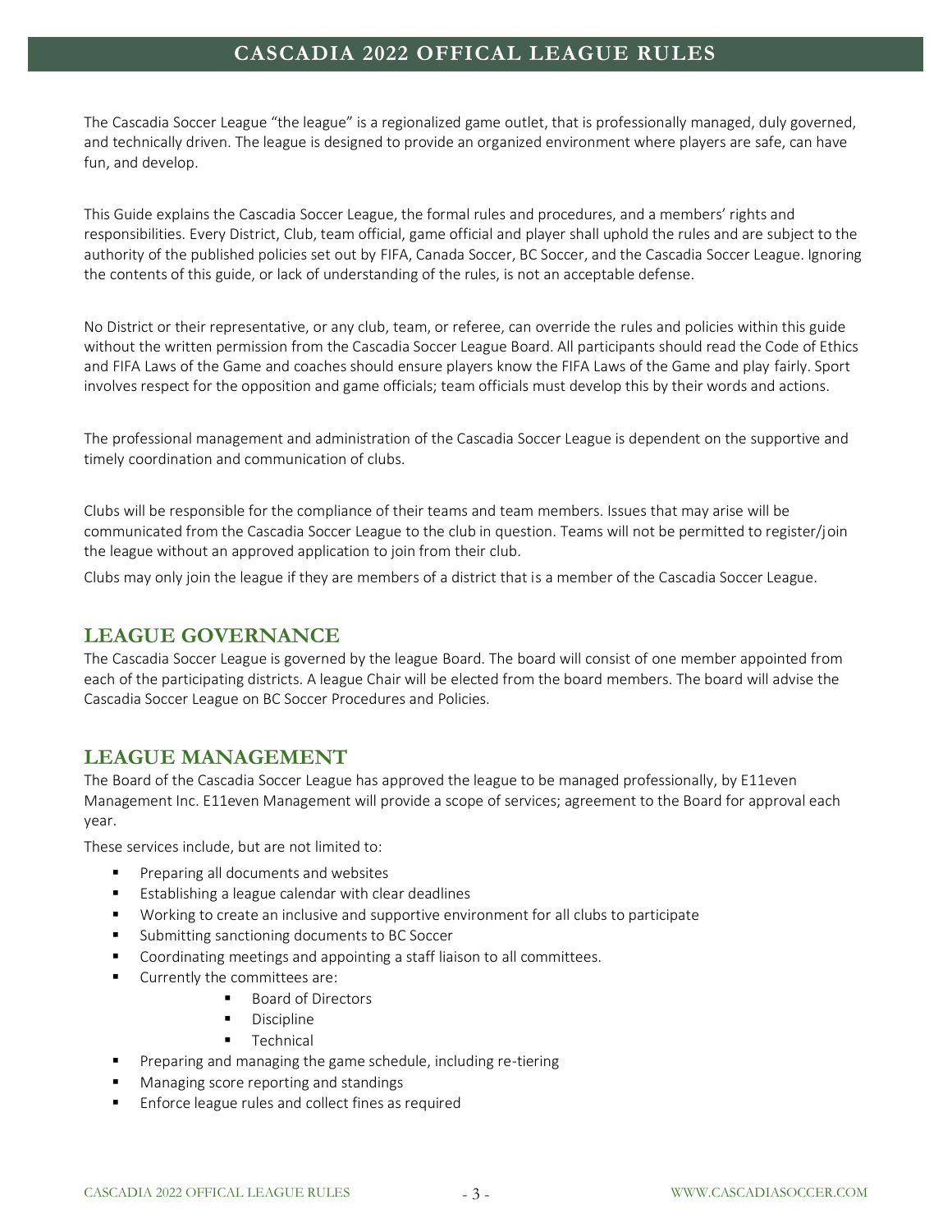The Cascadia Soccer League "the league" is a regionalized game outlet, that is professionally managed, duly governed, and technically driven. The league is designed to provide an organized environment where players are safe, can have fun, and develop.

This Guide explains the Cascadia Soccer League, the formal rules and procedures, and a members' rights and responsibilities. Every District, Club, team official, game official and player shall uphold the rules and are subject to the authority of the published policies set out by FIFA, Canada Soccer, BC Soccer, and the Cascadia Soccer League. Ignoring the contents of this guide, or lack of understanding of the rules, is not an acceptable defense.

No District or their representative, or any club, team, or referee, can override the rules and policies within this guide without the written permission from the Cascadia Soccer League Board. All participants should read the Code of Ethics and FIFA Laws of the Game and coaches should ensure players know the FIFA Laws of the Game and play fairly. Sport involves respect for the opposition and game officials; team officials must develop this by their words and actions.

The professional management and administration of the Cascadia Soccer League is dependent on the supportive and timely coordination and communication of clubs.

Clubs will be responsible for the compliance of their teams and team members. Issues that may arise will be communicated from the Cascadia Soccer League to the club in question. Teams will not be permitted to register/join the league without an approved application to join from their club.

Clubs may only join the league if they are members of a district that is a member of the Cascadia Soccer League.

## LEAGUE GOVERNANCE

The Cascadia Soccer League is governed by the league Board. The board will consist of one member appointed from each of the participating districts. A league Chair will be elected from the board members. The board will advise the Cascadia Soccer League on BC Soccer Procedures and Policies.

## LEAGUE MANAGEMENT

The Board of the Cascadia Soccer League has approved the league to be managed professionally, by E11even Management Inc. E11even Management will provide a scope of services; agreement to the Board for approval each year.

These services include, but are not limited to:

- Preparing all documents and websites
- Establishing a league calendar with clear deadlines
- Working to create an inclusive and supportive environment for all clubs to participate
- Submitting sanctioning documents to BC Soccer
- Coordinating meetings and appointing a staff liaison to all committees.
- Currently the committees are:
    - Board of Directors
    - Discipline
    - Technical
- Preparing and managing the game schedule, including re-tiering
- Managing score reporting and standings
- Enforce league rules and collect fines as required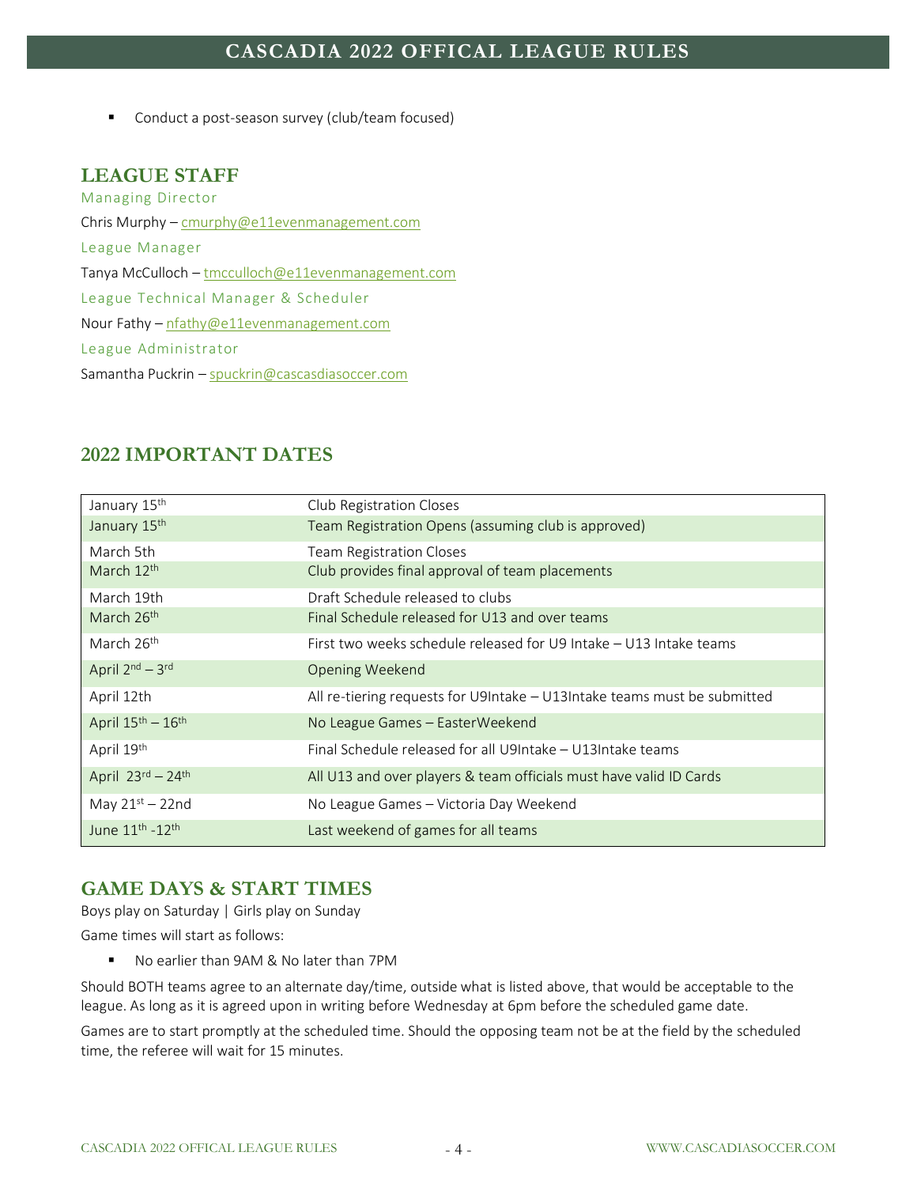- Conduct a post-season survey (club/team focused)

## LEAGUE STAFF

Managing Director

Chris Murphy – cmurphy@e11evenmanagement.com

League Manager

Tanya McCulloch – tmcculloch@e11evenmanagement.com

League Technical Manager & Scheduler

Nour Fathy – nfathy@e11evenmanagement.com

League Administrator

Samantha Puckrin – spuckrin@cascasdiasoccer.com

## 2022 IMPORTANT DATES

| | |
|---|---|
| January 15th | Club Registration Closes |
| January 15th | Team Registration Opens (assuming club is approved) |
| March 5th | Team Registration Closes |
| March 12th | Club provides final approval of team placements |
| March 19th | Draft Schedule released to clubs |
| March 26th | Final Schedule released for U13 and over teams |
| March 26th | First two weeks schedule released for U9 Intake – U13 Intake teams |
| April 2nd – 3rd | Opening Weekend |
| April 12th | All re-tiering requests for U9Intake – U13Intake teams must be submitted |
| April 15th – 16th | No League Games – EasterWeekend |
| April 19th | Final Schedule released for all U9Intake – U13Intake teams |
| April 23rd – 24th | All U13 and over players & team officials must have valid ID Cards |
| May 21st – 22nd | No League Games – Victoria Day Weekend |
| June 11th -12th | Last weekend of games for all teams |

## GAME DAYS & START TIMES

Boys play on Saturday | Girls play on Sunday

Game times will start as follows:

- No earlier than 9AM & No later than 7PM

Should BOTH teams agree to an alternate day/time, outside what is listed above, that would be acceptable to the league. As long as it is agreed upon in writing before Wednesday at 6pm before the scheduled game date.

Games are to start promptly at the scheduled time. Should the opposing team not be at the field by the scheduled time, the referee will wait for 15 minutes.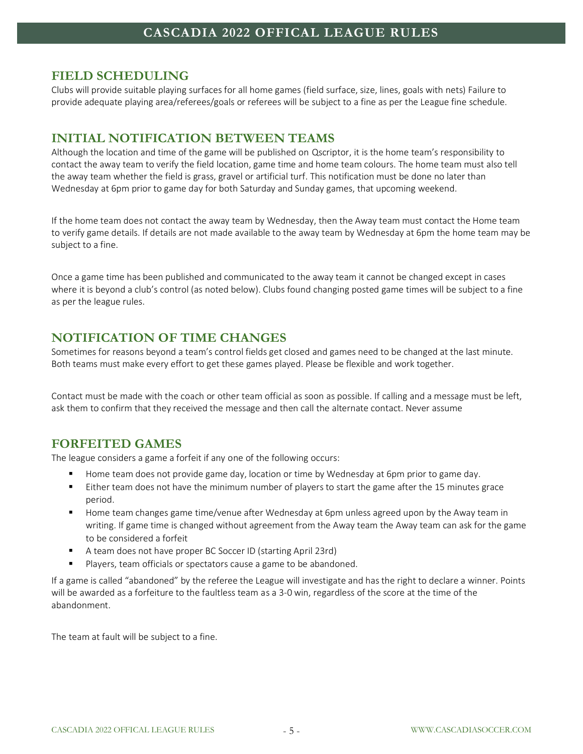## FIELD SCHEDULING

Clubs will provide suitable playing surfaces for all home games (field surface, size, lines, goals with nets) Failure to provide adequate playing area/referees/goals or referees will be subject to a fine as per the League fine schedule.

## INITIAL NOTIFICATION BETWEEN TEAMS

Although the location and time of the game will be published on Qscriptor, it is the home team's responsibility to contact the away team to verify the field location, game time and home team colours. The home team must also tell the away team whether the field is grass, gravel or artificial turf. This notification must be done no later than Wednesday at 6pm prior to game day for both Saturday and Sunday games, that upcoming weekend.

If the home team does not contact the away team by Wednesday, then the Away team must contact the Home team to verify game details. If details are not made available to the away team by Wednesday at 6pm the home team may be subject to a fine.

Once a game time has been published and communicated to the away team it cannot be changed except in cases where it is beyond a club's control (as noted below). Clubs found changing posted game times will be subject to a fine as per the league rules.

## NOTIFICATION OF TIME CHANGES

Sometimes for reasons beyond a team's control fields get closed and games need to be changed at the last minute. Both teams must make every effort to get these games played. Please be flexible and work together.

Contact must be made with the coach or other team official as soon as possible. If calling and a message must be left, ask them to confirm that they received the message and then call the alternate contact. Never assume

## FORFEITED GAMES

The league considers a game a forfeit if any one of the following occurs:

- Home team does not provide game day, location or time by Wednesday at 6pm prior to game day.
- Either team does not have the minimum number of players to start the game after the 15 minutes grace period.
- Home team changes game time/venue after Wednesday at 6pm unless agreed upon by the Away team in writing. If game time is changed without agreement from the Away team the Away team can ask for the game to be considered a forfeit
- A team does not have proper BC Soccer ID (starting April 23rd)
- Players, team officials or spectators cause a game to be abandoned.

If a game is called "abandoned" by the referee the League will investigate and has the right to declare a winner. Points will be awarded as a forfeiture to the faultless team as a 3-0 win, regardless of the score at the time of the abandonment.

The team at fault will be subject to a fine.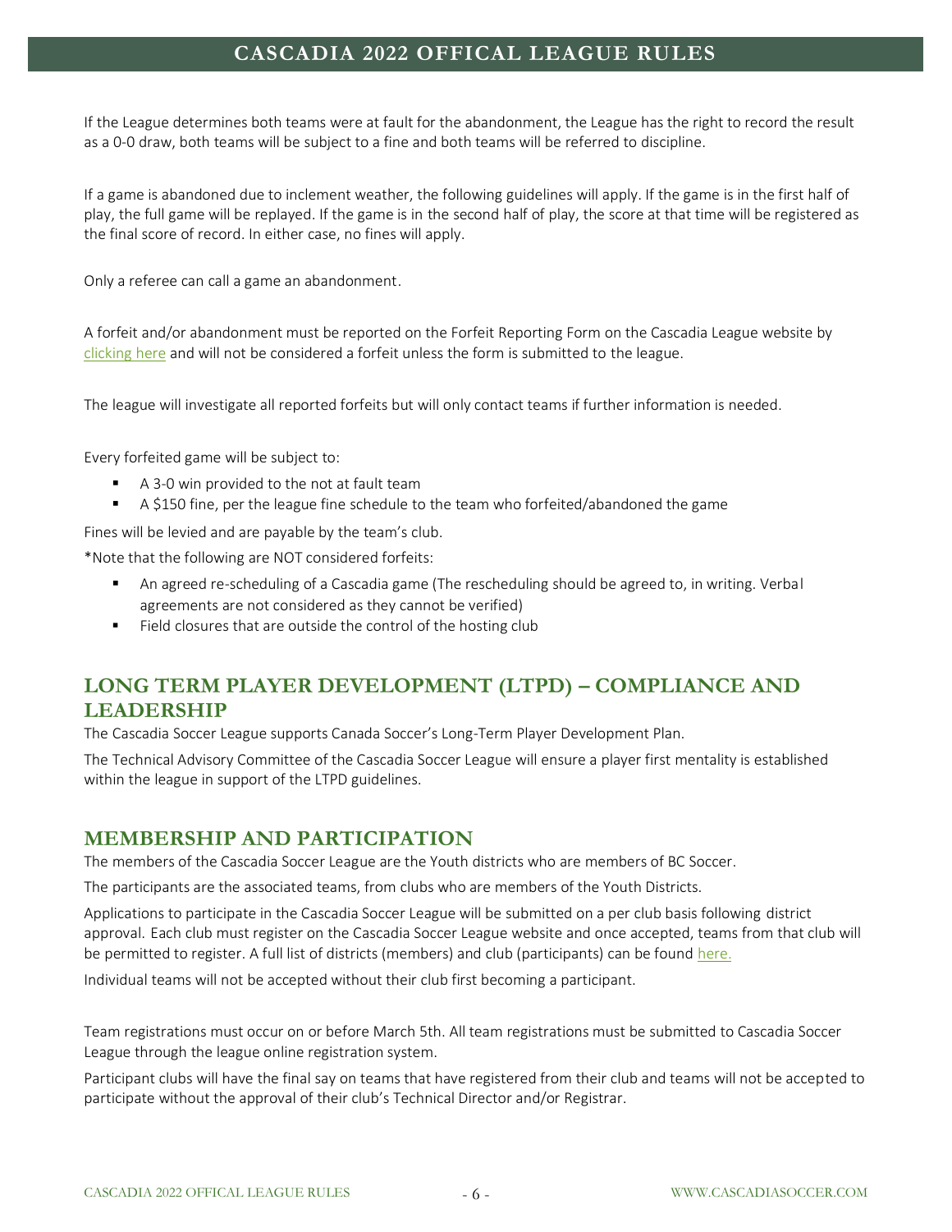If the League determines both teams were at fault for the abandonment, the League has the right to record the result as a 0-0 draw, both teams will be subject to a fine and both teams will be referred to discipline.

If a game is abandoned due to inclement weather, the following guidelines will apply. If the game is in the first half of play, the full game will be replayed. If the game is in the second half of play, the score at that time will be registered as the final score of record. In either case, no fines will apply.

Only a referee can call a game an abandonment.

A forfeit and/or abandonment must be reported on the Forfeit Reporting Form on the Cascadia League website by clicking here and will not be considered a forfeit unless the form is submitted to the league.

The league will investigate all reported forfeits but will only contact teams if further information is needed.

Every forfeited game will be subject to:

- A 3-0 win provided to the not at fault team
- A $150 fine, per the league fine schedule to the team who forfeited/abandoned the game

Fines will be levied and are payable by the team's club.

*Note that the following are NOT considered forfeits:

- An agreed re-scheduling of a Cascadia game (The rescheduling should be agreed to, in writing. Verbal agreements are not considered as they cannot be verified)
- Field closures that are outside the control of the hosting club

## LONG TERM PLAYER DEVELOPMENT (LTPD) – COMPLIANCE AND LEADERSHIP

The Cascadia Soccer League supports Canada Soccer's Long-Term Player Development Plan.

The Technical Advisory Committee of the Cascadia Soccer League will ensure a player first mentality is established within the league in support of the LTPD guidelines.

## MEMBERSHIP AND PARTICIPATION

The members of the Cascadia Soccer League are the Youth districts who are members of BC Soccer.

The participants are the associated teams, from clubs who are members of the Youth Districts.

Applications to participate in the Cascadia Soccer League will be submitted on a per club basis following district approval. Each club must register on the Cascadia Soccer League website and once accepted, teams from that club will be permitted to register. A full list of districts (members) and club (participants) can be found here.

Individual teams will not be accepted without their club first becoming a participant.

Team registrations must occur on or before March 5th. All team registrations must be submitted to Cascadia Soccer League through the league online registration system.

Participant clubs will have the final say on teams that have registered from their club and teams will not be accepted to participate without the approval of their club's Technical Director and/or Registrar.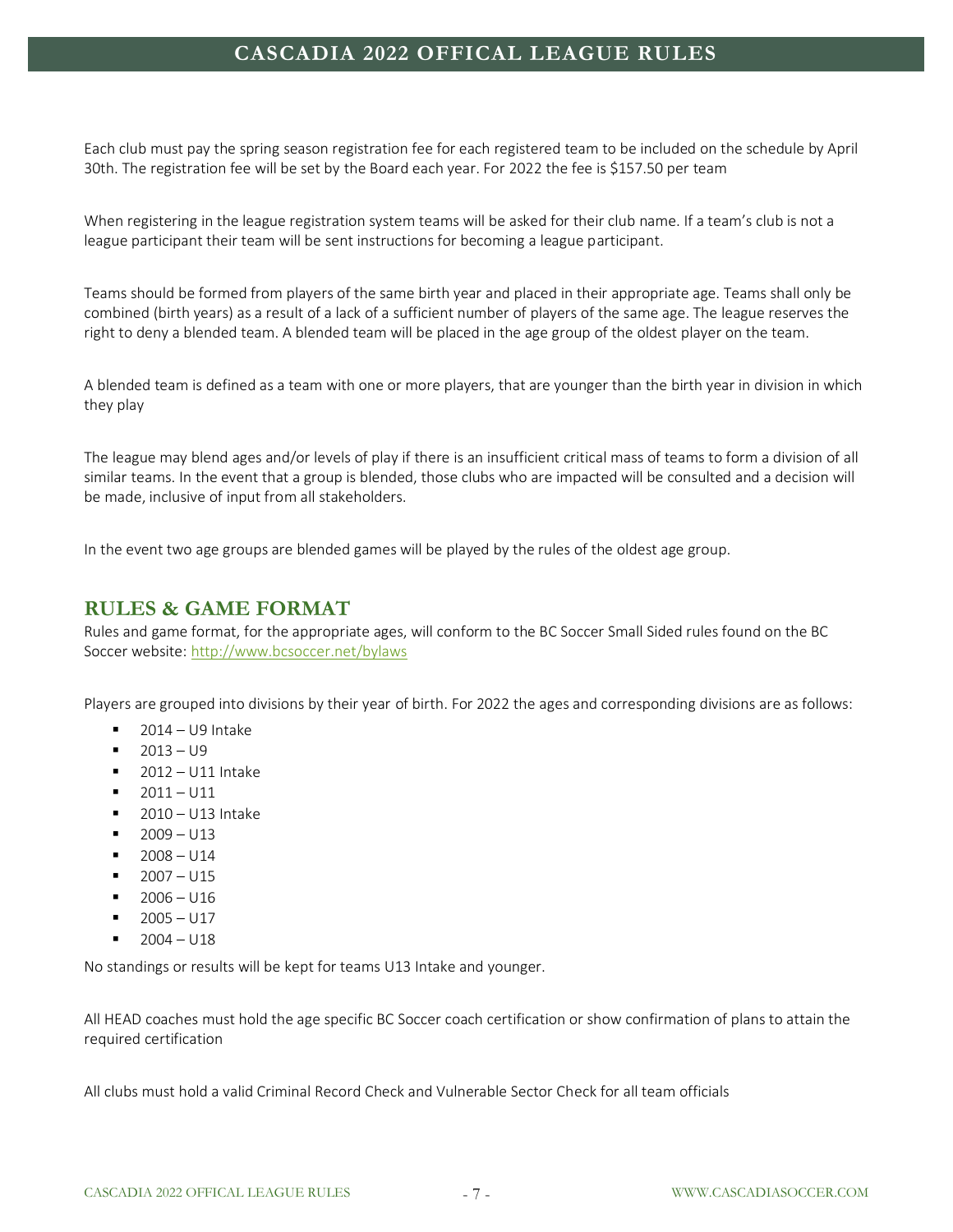Each club must pay the spring season registration fee for each registered team to be included on the schedule by April 30th. The registration fee will be set by the Board each year. For 2022 the fee is $157.50 per team

When registering in the league registration system teams will be asked for their club name. If a team's club is not a league participant their team will be sent instructions for becoming a league participant.

Teams should be formed from players of the same birth year and placed in their appropriate age. Teams shall only be combined (birth years) as a result of a lack of a sufficient number of players of the same age. The league reserves the right to deny a blended team. A blended team will be placed in the age group of the oldest player on the team.

A blended team is defined as a team with one or more players, that are younger than the birth year in division in which they play

The league may blend ages and/or levels of play if there is an insufficient critical mass of teams to form a division of all similar teams. In the event that a group is blended, those clubs who are impacted will be consulted and a decision will be made, inclusive of input from all stakeholders.

In the event two age groups are blended games will be played by the rules of the oldest age group.

## RULES & GAME FORMAT

Rules and game format, for the appropriate ages, will conform to the BC Soccer Small Sided rules found on the BC Soccer website: [http://www.bcsoccer.net/bylaws](http://www.bcsoccer.net/bylaws)

Players are grouped into divisions by their year of birth. For 2022 the ages and corresponding divisions are as follows:

- 2014 – U9 Intake
- 2013 – U9
- 2012 – U11 Intake
- 2011 – U11
- 2010 – U13 Intake
- 2009 – U13
- 2008 – U14
- 2007 – U15
- 2006 – U16
- 2005 – U17
- 2004 – U18

No standings or results will be kept for teams U13 Intake and younger.

All HEAD coaches must hold the age specific BC Soccer coach certification or show confirmation of plans to attain the required certification

All clubs must hold a valid Criminal Record Check and Vulnerable Sector Check for all team officials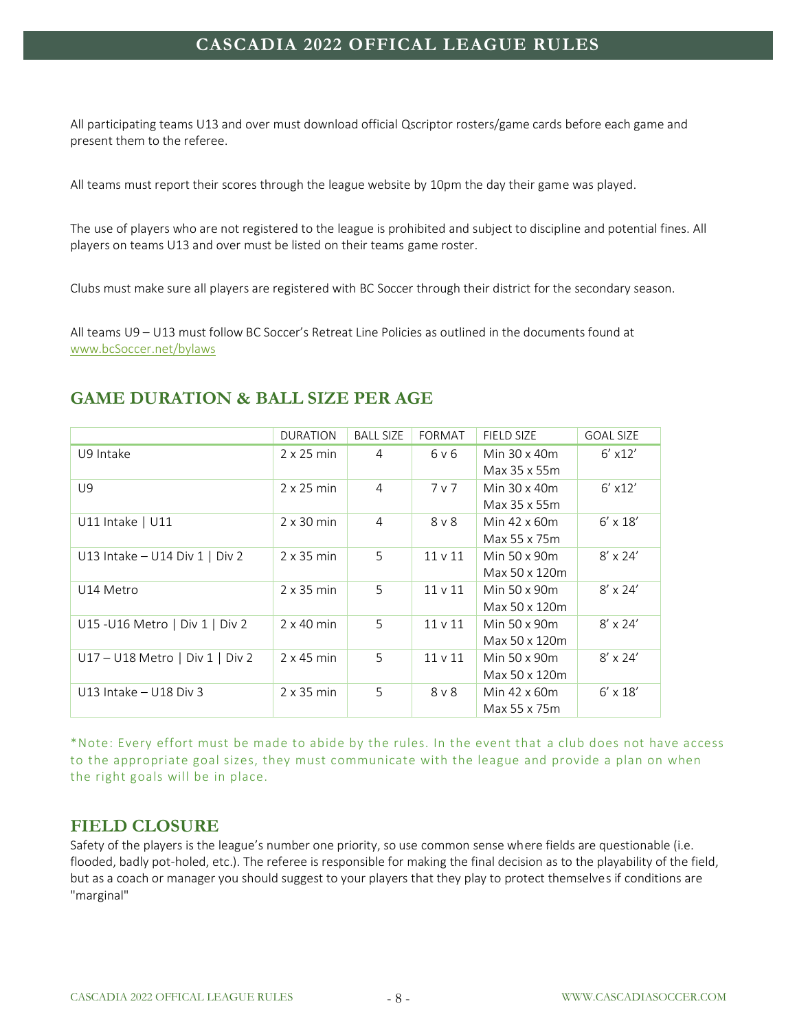All participating teams U13 and over must download official Qscriptor rosters/game cards before each game and present them to the referee.

All teams must report their scores through the league website by 10pm the day their game was played.

The use of players who are not registered to the league is prohibited and subject to discipline and potential fines. All players on teams U13 and over must be listed on their teams game roster.

Clubs must make sure all players are registered with BC Soccer through their district for the secondary season.

All teams U9 – U13 must follow BC Soccer's Retreat Line Policies as outlined in the documents found at www.bcSoccer.net/bylaws

## GAME DURATION & BALL SIZE PER AGE

| | DURATION | BALL SIZE | FORMAT | FIELD SIZE | GOAL SIZE |
|---|---|---|---|---|---|
| U9 Intake | 2 x 25 min | 4 | 6 v 6 | Min 30 x 40m Max 35 x 55m | 6' x12' |
| U9 | 2 x 25 min | 4 | 7 v 7 | Min 30 x 40m Max 35 x 55m | 6' x12' |
| U11 Intake \| U11 | 2 x 30 min | 4 | 8 v 8 | Min 42 x 60m Max 55 x 75m | 6' x 18' |
| U13 Intake – U14 Div 1 \| Div 2 | 2 x 35 min | 5 | 11 v 11 | Min 50 x 90m Max 50 x 120m | 8' x 24' |
| U14 Metro | 2 x 35 min | 5 | 11 v 11 | Min 50 x 90m Max 50 x 120m | 8' x 24' |
| U15 -U16 Metro \| Div 1 \| Div 2 | 2 x 40 min | 5 | 11 v 11 | Min 50 x 90m Max 50 x 120m | 8' x 24' |
| U17 – U18 Metro \| Div 1 \| Div 2 | 2 x 45 min | 5 | 11 v 11 | Min 50 x 90m Max 50 x 120m | 8' x 24' |
| U13 Intake – U18 Div 3 | 2 x 35 min | 5 | 8 v 8 | Min 42 x 60m Max 55 x 75m | 6' x 18' |

*Note: Every effort must be made to abide by the rules. In the event that a club does not have access to the appropriate goal sizes, they must communicate with the league and provide a plan on when the right goals will be in place.

## FIELD CLOSURE

Safety of the players is the league's number one priority, so use common sense where fields are questionable (i.e. flooded, badly pot-holed, etc.). The referee is responsible for making the final decision as to the playability of the field, but as a coach or manager you should suggest to your players that they play to protect themselves if conditions are "marginal"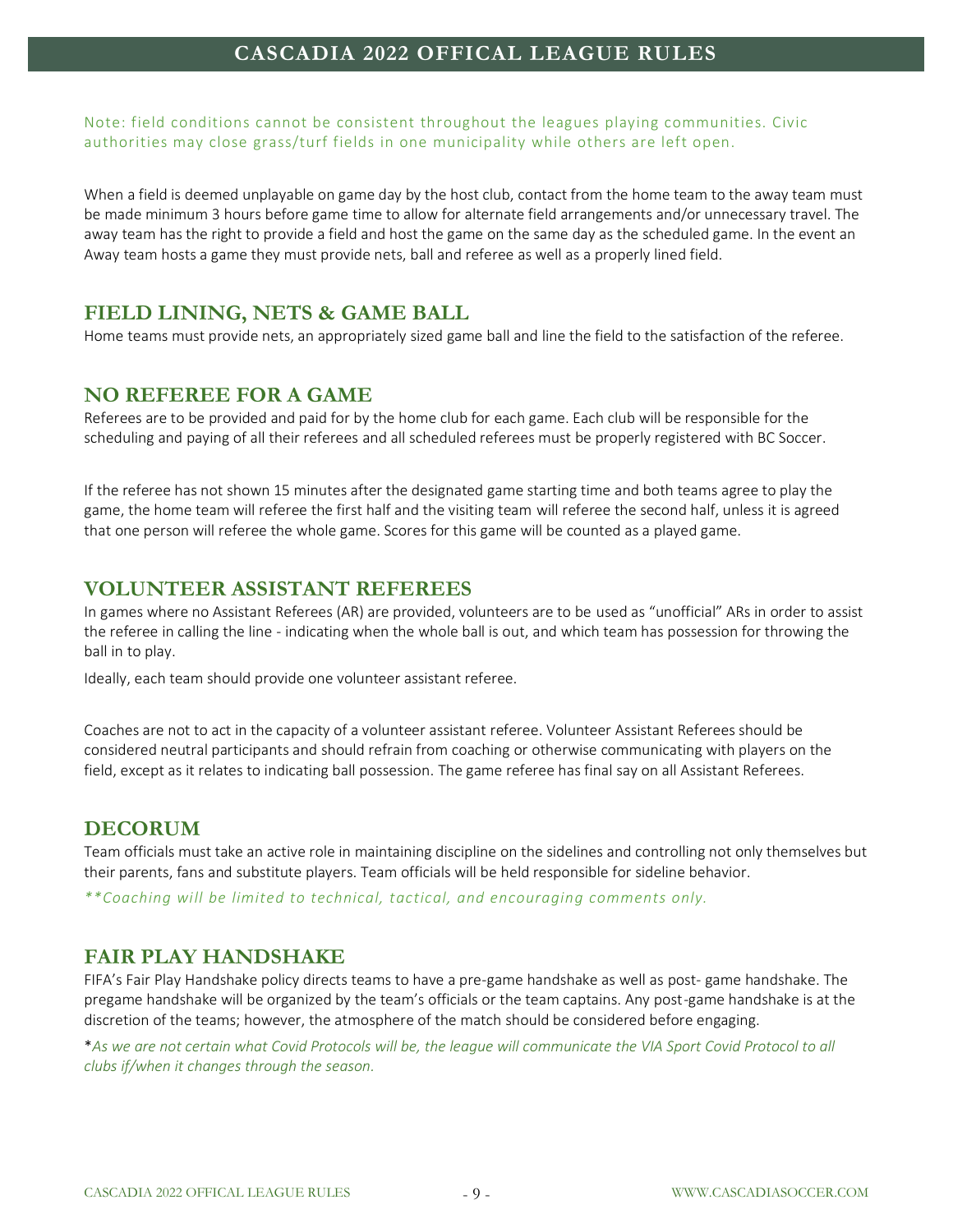Note: field conditions cannot be consistent throughout the leagues playing communities. Civic authorities may close grass/turf fields in one municipality while others are left open.

When a field is deemed unplayable on game day by the host club, contact from the home team to the away team must be made minimum 3 hours before game time to allow for alternate field arrangements and/or unnecessary travel. The away team has the right to provide a field and host the game on the same day as the scheduled game. In the event an Away team hosts a game they must provide nets, ball and referee as well as a properly lined field.

## FIELD LINING, NETS & GAME BALL

Home teams must provide nets, an appropriately sized game ball and line the field to the satisfaction of the referee.

## NO REFEREE FOR A GAME

Referees are to be provided and paid for by the home club for each game. Each club will be responsible for the scheduling and paying of all their referees and all scheduled referees must be properly registered with BC Soccer.

If the referee has not shown 15 minutes after the designated game starting time and both teams agree to play the game, the home team will referee the first half and the visiting team will referee the second half, unless it is agreed that one person will referee the whole game. Scores for this game will be counted as a played game.

## VOLUNTEER ASSISTANT REFEREES

In games where no Assistant Referees (AR) are provided, volunteers are to be used as "unofficial" ARs in order to assist the referee in calling the line - indicating when the whole ball is out, and which team has possession for throwing the ball in to play.

Ideally, each team should provide one volunteer assistant referee.

Coaches are not to act in the capacity of a volunteer assistant referee. Volunteer Assistant Referees should be considered neutral participants and should refrain from coaching or otherwise communicating with players on the field, except as it relates to indicating ball possession. The game referee has final say on all Assistant Referees.

## DECORUM

Team officials must take an active role in maintaining discipline on the sidelines and controlling not only themselves but their parents, fans and substitute players. Team officials will be held responsible for sideline behavior.

*\*\*Coaching will be limited to technical, tactical, and encouraging comments only.*

## FAIR PLAY HANDSHAKE

FIFA's Fair Play Handshake policy directs teams to have a pre-game handshake as well as post- game handshake. The pregame handshake will be organized by the team's officials or the team captains. Any post-game handshake is at the discretion of the teams; however, the atmosphere of the match should be considered before engaging.

\**As we are not certain what Covid Protocols will be, the league will communicate the VIA Sport Covid Protocol to all clubs if/when it changes through the season.*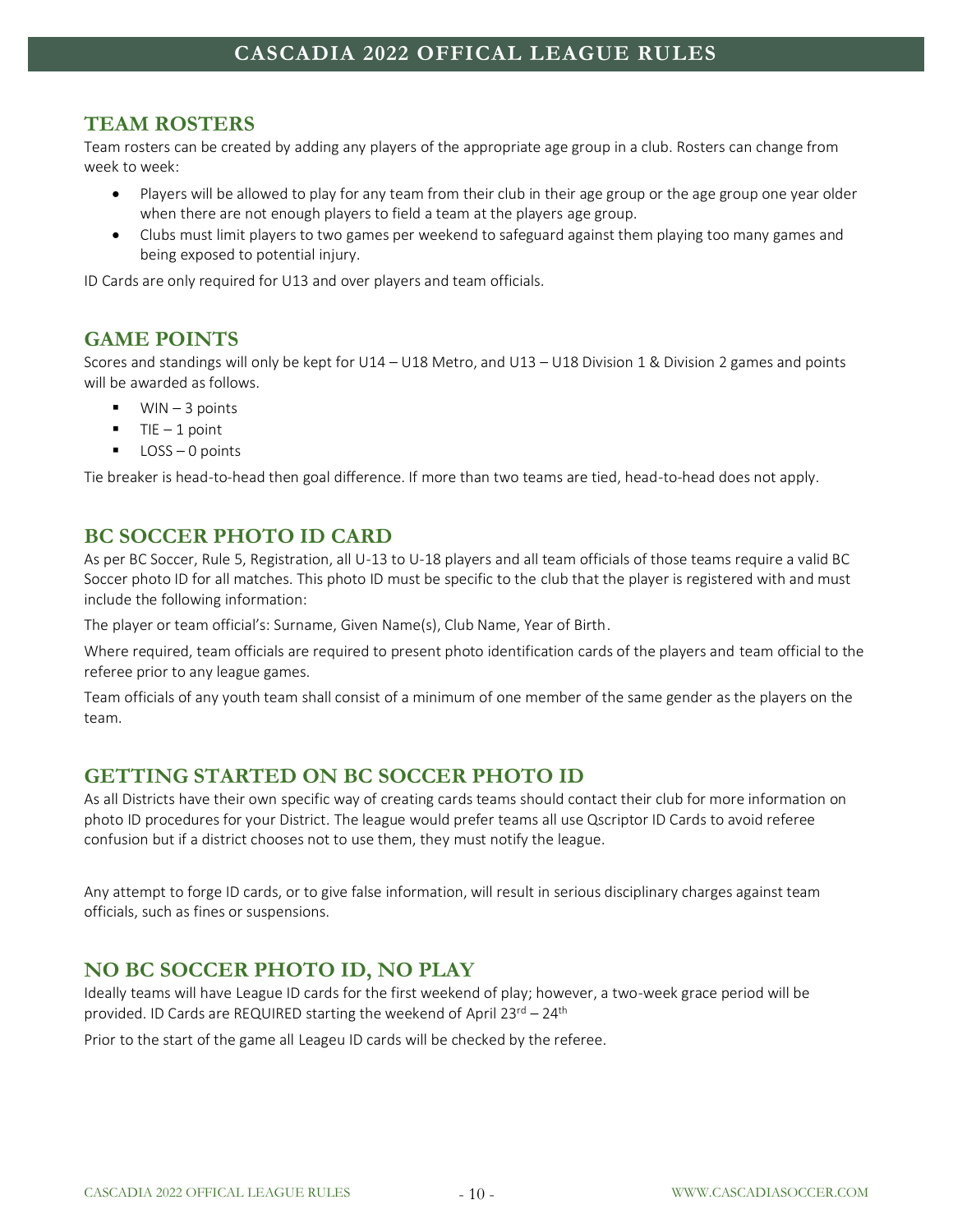## TEAM ROSTERS

Team rosters can be created by adding any players of the appropriate age group in a club. Rosters can change from week to week:

- Players will be allowed to play for any team from their club in their age group or the age group one year older when there are not enough players to field a team at the players age group.
- Clubs must limit players to two games per weekend to safeguard against them playing too many games and being exposed to potential injury.

ID Cards are only required for U13 and over players and team officials.

## GAME POINTS

Scores and standings will only be kept for U14 – U18 Metro, and U13 – U18 Division 1 & Division 2 games and points will be awarded as follows.

- WIN – 3 points
- TIE – 1 point
- LOSS – 0 points

Tie breaker is head-to-head then goal difference. If more than two teams are tied, head-to-head does not apply.

## BC SOCCER PHOTO ID CARD

As per BC Soccer, Rule 5, Registration, all U-13 to U-18 players and all team officials of those teams require a valid BC Soccer photo ID for all matches. This photo ID must be specific to the club that the player is registered with and must include the following information:

The player or team official's: Surname, Given Name(s), Club Name, Year of Birth.

Where required, team officials are required to present photo identification cards of the players and team official to the referee prior to any league games.

Team officials of any youth team shall consist of a minimum of one member of the same gender as the players on the team.

## GETTING STARTED ON BC SOCCER PHOTO ID

As all Districts have their own specific way of creating cards teams should contact their club for more information on photo ID procedures for your District. The league would prefer teams all use Qscriptor ID Cards to avoid referee confusion but if a district chooses not to use them, they must notify the league.

Any attempt to forge ID cards, or to give false information, will result in serious disciplinary charges against team officials, such as fines or suspensions.

## NO BC SOCCER PHOTO ID, NO PLAY

Ideally teams will have League ID cards for the first weekend of play; however, a two-week grace period will be provided. ID Cards are REQUIRED starting the weekend of April 23rd – 24th

Prior to the start of the game all Leageu ID cards will be checked by the referee.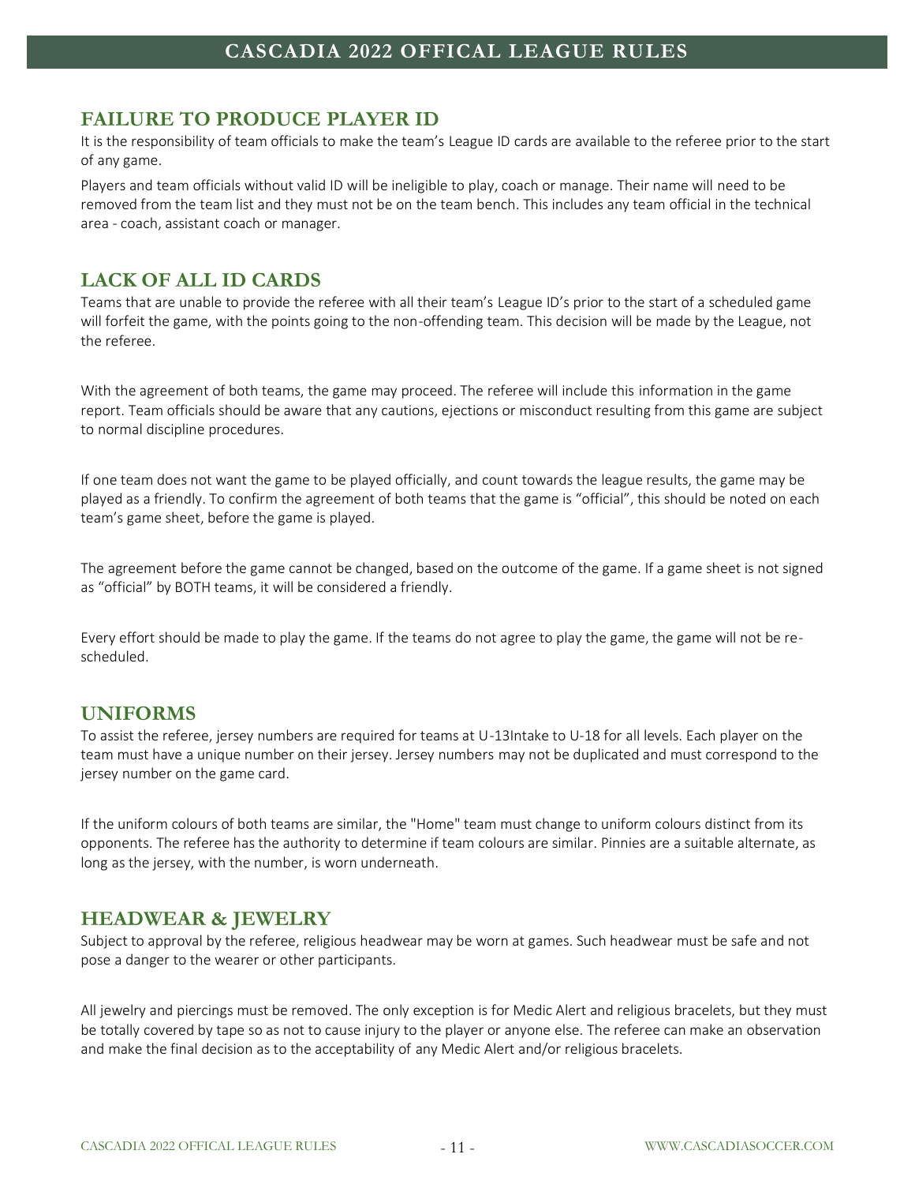## FAILURE TO PRODUCE PLAYER ID

It is the responsibility of team officials to make the team's League ID cards are available to the referee prior to the start of any game.

Players and team officials without valid ID will be ineligible to play, coach or manage. Their name will need to be removed from the team list and they must not be on the team bench. This includes any team official in the technical area - coach, assistant coach or manager.

## LACK OF ALL ID CARDS

Teams that are unable to provide the referee with all their team's League ID's prior to the start of a scheduled game will forfeit the game, with the points going to the non-offending team. This decision will be made by the League, not the referee.

With the agreement of both teams, the game may proceed. The referee will include this information in the game report. Team officials should be aware that any cautions, ejections or misconduct resulting from this game are subject to normal discipline procedures.

If one team does not want the game to be played officially, and count towards the league results, the game may be played as a friendly. To confirm the agreement of both teams that the game is "official", this should be noted on each team's game sheet, before the game is played.

The agreement before the game cannot be changed, based on the outcome of the game. If a game sheet is not signed as "official" by BOTH teams, it will be considered a friendly.

Every effort should be made to play the game. If the teams do not agree to play the game, the game will not be re-scheduled.

## UNIFORMS

To assist the referee, jersey numbers are required for teams at U-13Intake to U-18 for all levels. Each player on the team must have a unique number on their jersey. Jersey numbers may not be duplicated and must correspond to the jersey number on the game card.

If the uniform colours of both teams are similar, the "Home" team must change to uniform colours distinct from its opponents. The referee has the authority to determine if team colours are similar. Pinnies are a suitable alternate, as long as the jersey, with the number, is worn underneath.

## HEADWEAR & JEWELRY

Subject to approval by the referee, religious headwear may be worn at games. Such headwear must be safe and not pose a danger to the wearer or other participants.

All jewelry and piercings must be removed. The only exception is for Medic Alert and religious bracelets, but they must be totally covered by tape so as not to cause injury to the player or anyone else. The referee can make an observation and make the final decision as to the acceptability of any Medic Alert and/or religious bracelets.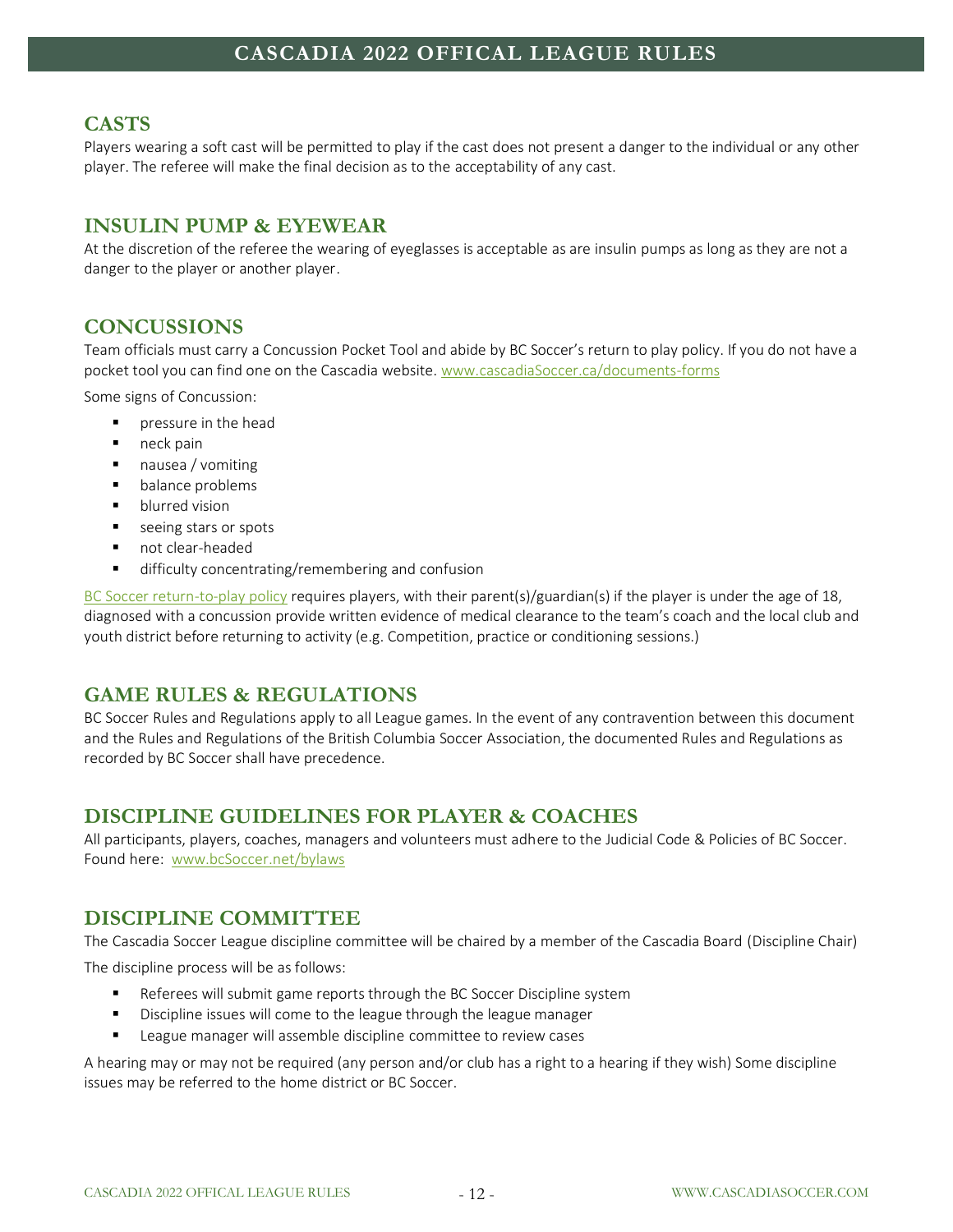## CASTS

Players wearing a soft cast will be permitted to play if the cast does not present a danger to the individual or any other player. The referee will make the final decision as to the acceptability of any cast.

## INSULIN PUMP & EYEWEAR

At the discretion of the referee the wearing of eyeglasses is acceptable as are insulin pumps as long as they are not a danger to the player or another player.

## CONCUSSIONS

Team officials must carry a Concussion Pocket Tool and abide by BC Soccer's return to play policy. If you do not have a pocket tool you can find one on the Cascadia website. [www.cascadiaSoccer.ca/documents-forms](www.cascadiaSoccer.ca/documents-forms)

Some signs of Concussion:

- pressure in the head
- neck pain
- nausea / vomiting
- balance problems
- blurred vision
- seeing stars or spots
- not clear-headed
- difficulty concentrating/remembering and confusion

BC Soccer return-to-play policy requires players, with their parent(s)/guardian(s) if the player is under the age of 18, diagnosed with a concussion provide written evidence of medical clearance to the team's coach and the local club and youth district before returning to activity (e.g. Competition, practice or conditioning sessions.)

## GAME RULES & REGULATIONS

BC Soccer Rules and Regulations apply to all League games. In the event of any contravention between this document and the Rules and Regulations of the British Columbia Soccer Association, the documented Rules and Regulations as recorded by BC Soccer shall have precedence.

## DISCIPLINE GUIDELINES FOR PLAYER & COACHES

All participants, players, coaches, managers and volunteers must adhere to the Judicial Code & Policies of BC Soccer. Found here: [www.bcSoccer.net/bylaws](www.bcSoccer.net/bylaws)

## DISCIPLINE COMMITTEE

The Cascadia Soccer League discipline committee will be chaired by a member of the Cascadia Board (Discipline Chair)

The discipline process will be as follows:

- Referees will submit game reports through the BC Soccer Discipline system
- Discipline issues will come to the league through the league manager
- League manager will assemble discipline committee to review cases

A hearing may or may not be required (any person and/or club has a right to a hearing if they wish) Some discipline issues may be referred to the home district or BC Soccer.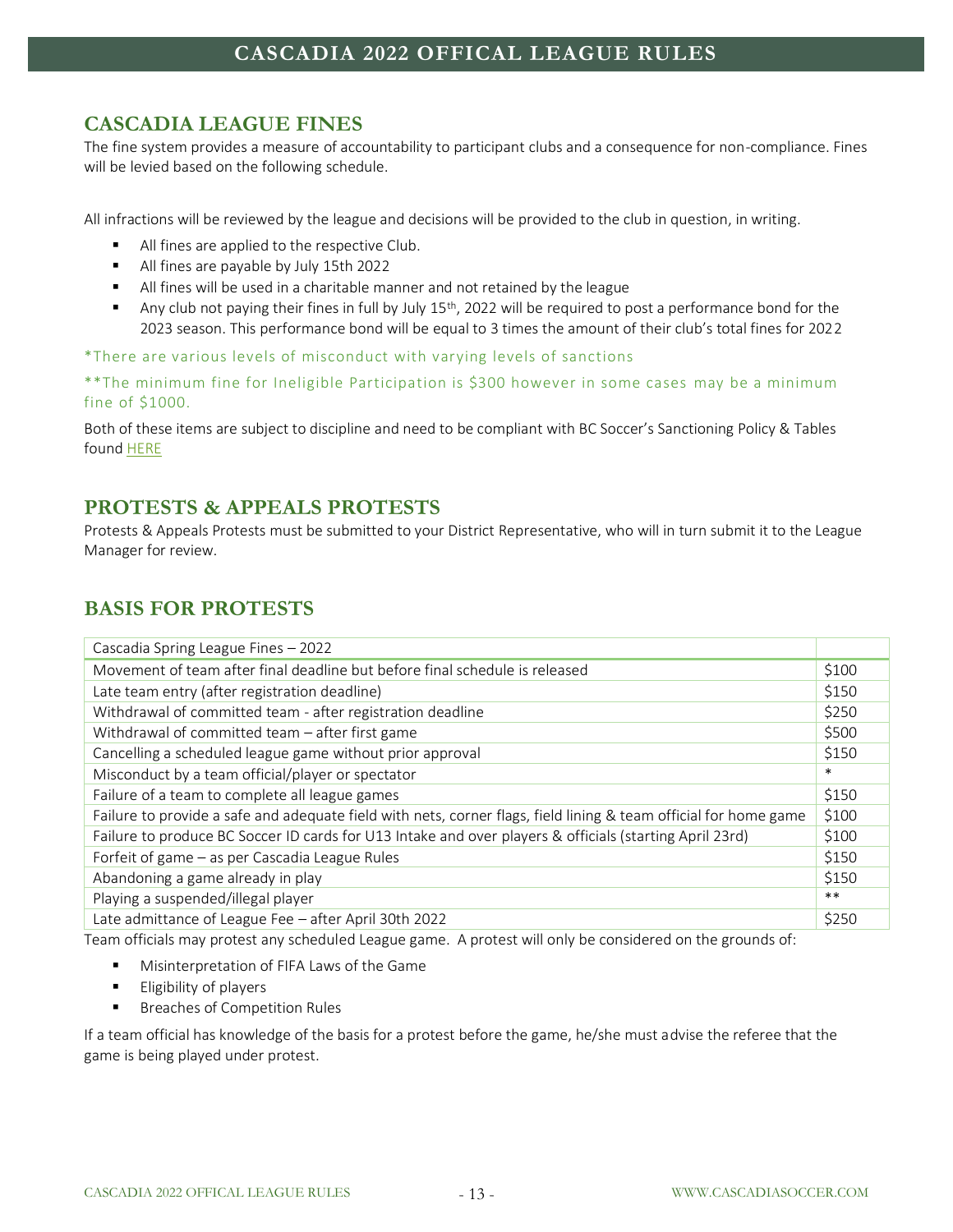## CASCADIA LEAGUE FINES

The fine system provides a measure of accountability to participant clubs and a consequence for non-compliance. Fines will be levied based on the following schedule.

All infractions will be reviewed by the league and decisions will be provided to the club in question, in writing.

- All fines are applied to the respective Club.
- All fines are payable by July 15th 2022
- All fines will be used in a charitable manner and not retained by the league
- Any club not paying their fines in full by July 15th, 2022 will be required to post a performance bond for the 2023 season. This performance bond will be equal to 3 times the amount of their club's total fines for 2022

*There are various levels of misconduct with varying levels of sanctions

**The minimum fine for Ineligible Participation is $300 however in some cases may be a minimum fine of $1000.

Both of these items are subject to discipline and need to be compliant with BC Soccer's Sanctioning Policy & Tables found HERE

## PROTESTS & APPEALS PROTESTS

Protests & Appeals Protests must be submitted to your District Representative, who will in turn submit it to the League Manager for review.

## BASIS FOR PROTESTS

| Cascadia Spring League Fines – 2022 | |
|---|---|
| Movement of team after final deadline but before final schedule is released | $100 |
| Late team entry (after registration deadline) | $150 |
| Withdrawal of committed team - after registration deadline | $250 |
| Withdrawal of committed team – after first game | $500 |
| Cancelling a scheduled league game without prior approval | $150 |
| Misconduct by a team official/player or spectator | * |
| Failure of a team to complete all league games | $150 |
| Failure to provide a safe and adequate field with nets, corner flags, field lining & team official for home game | $100 |
| Failure to produce BC Soccer ID cards for U13 Intake and over players & officials (starting April 23rd) | $100 |
| Forfeit of game – as per Cascadia League Rules | $150 |
| Abandoning a game already in play | $150 |
| Playing a suspended/illegal player | ** |
| Late admittance of League Fee – after April 30th 2022 | $250 |

Team officials may protest any scheduled League game. A protest will only be considered on the grounds of:

- Misinterpretation of FIFA Laws of the Game
- Eligibility of players
- Breaches of Competition Rules

If a team official has knowledge of the basis for a protest before the game, he/she must advise the referee that the game is being played under protest.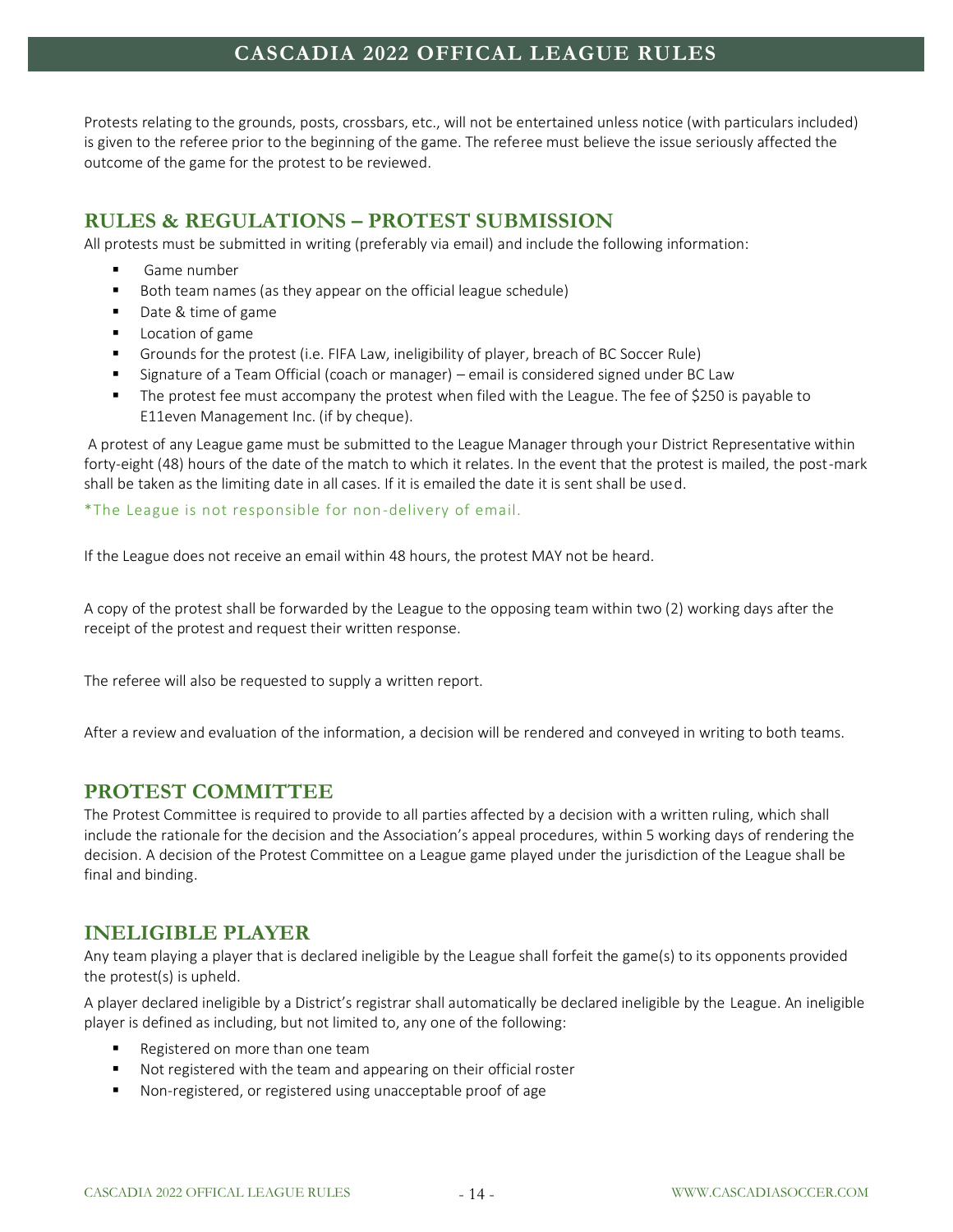Protests relating to the grounds, posts, crossbars, etc., will not be entertained unless notice (with particulars included) is given to the referee prior to the beginning of the game. The referee must believe the issue seriously affected the outcome of the game for the protest to be reviewed.

## RULES & REGULATIONS – PROTEST SUBMISSION

All protests must be submitted in writing (preferably via email) and include the following information:

- Game number
- Both team names (as they appear on the official league schedule)
- Date & time of game
- Location of game
- Grounds for the protest (i.e. FIFA Law, ineligibility of player, breach of BC Soccer Rule)
- Signature of a Team Official (coach or manager) – email is considered signed under BC Law
- The protest fee must accompany the protest when filed with the League. The fee of $250 is payable to E11even Management Inc. (if by cheque).

A protest of any League game must be submitted to the League Manager through your District Representative within forty-eight (48) hours of the date of the match to which it relates. In the event that the protest is mailed, the post-mark shall be taken as the limiting date in all cases. If it is emailed the date it is sent shall be used.

*The League is not responsible for non-delivery of email.

If the League does not receive an email within 48 hours, the protest MAY not be heard.

A copy of the protest shall be forwarded by the League to the opposing team within two (2) working days after the receipt of the protest and request their written response.

The referee will also be requested to supply a written report.

After a review and evaluation of the information, a decision will be rendered and conveyed in writing to both teams.

## PROTEST COMMITTEE

The Protest Committee is required to provide to all parties affected by a decision with a written ruling, which shall include the rationale for the decision and the Association's appeal procedures, within 5 working days of rendering the decision. A decision of the Protest Committee on a League game played under the jurisdiction of the League shall be final and binding.

## INELIGIBLE PLAYER

Any team playing a player that is declared ineligible by the League shall forfeit the game(s) to its opponents provided the protest(s) is upheld.

A player declared ineligible by a District's registrar shall automatically be declared ineligible by the League. An ineligible player is defined as including, but not limited to, any one of the following:

- Registered on more than one team
- Not registered with the team and appearing on their official roster
- Non-registered, or registered using unacceptable proof of age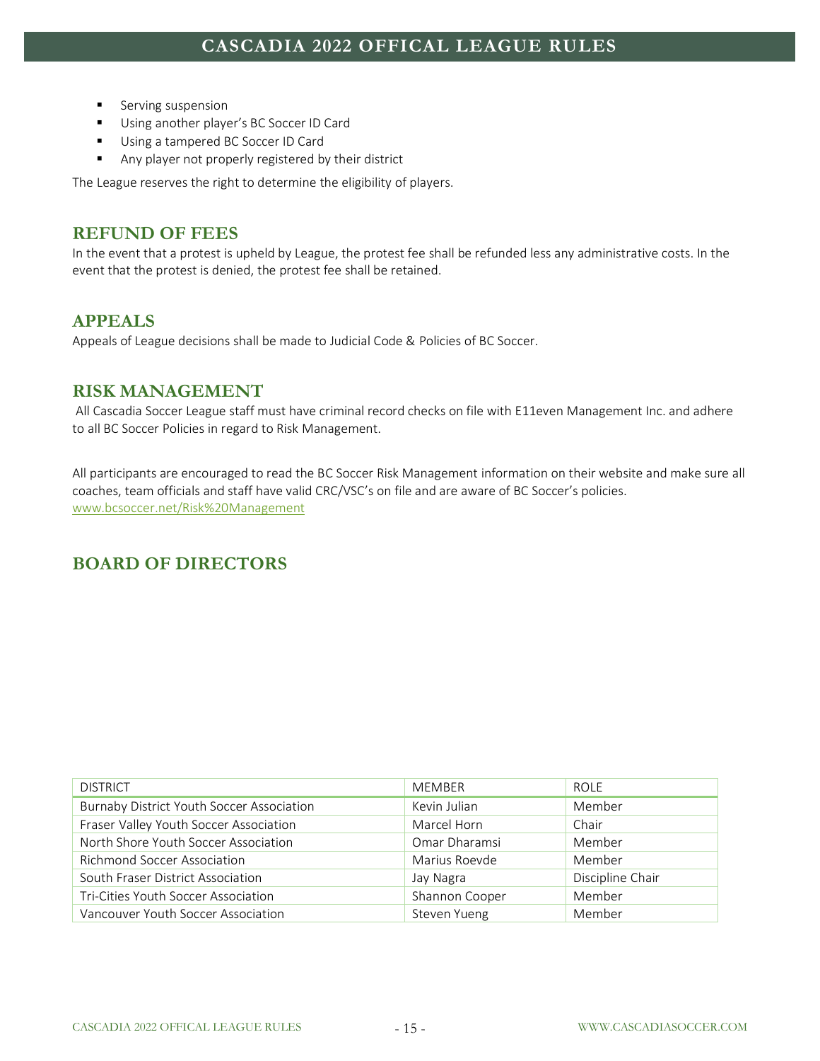- Serving suspension
- Using another player's BC Soccer ID Card
- Using a tampered BC Soccer ID Card
- Any player not properly registered by their district

The League reserves the right to determine the eligibility of players.

## REFUND OF FEES

In the event that a protest is upheld by League, the protest fee shall be refunded less any administrative costs. In the event that the protest is denied, the protest fee shall be retained.

## APPEALS

Appeals of League decisions shall be made to Judicial Code & Policies of BC Soccer.

## RISK MANAGEMENT

All Cascadia Soccer League staff must have criminal record checks on file with E11even Management Inc. and adhere to all BC Soccer Policies in regard to Risk Management.

All participants are encouraged to read the BC Soccer Risk Management information on their website and make sure all coaches, team officials and staff have valid CRC/VSC's on file and are aware of BC Soccer's policies.
www.bcsoccer.net/Risk%20Management

## BOARD OF DIRECTORS

| DISTRICT | MEMBER | ROLE |
|---|---|---|
| Burnaby District Youth Soccer Association | Kevin Julian | Member |
| Fraser Valley Youth Soccer Association | Marcel Horn | Chair |
| North Shore Youth Soccer Association | Omar Dharamsi | Member |
| Richmond Soccer Association | Marius Roevde | Member |
| South Fraser District Association | Jay Nagra | Discipline Chair |
| Tri-Cities Youth Soccer Association | Shannon Cooper | Member |
| Vancouver Youth Soccer Association | Steven Yueng | Member |